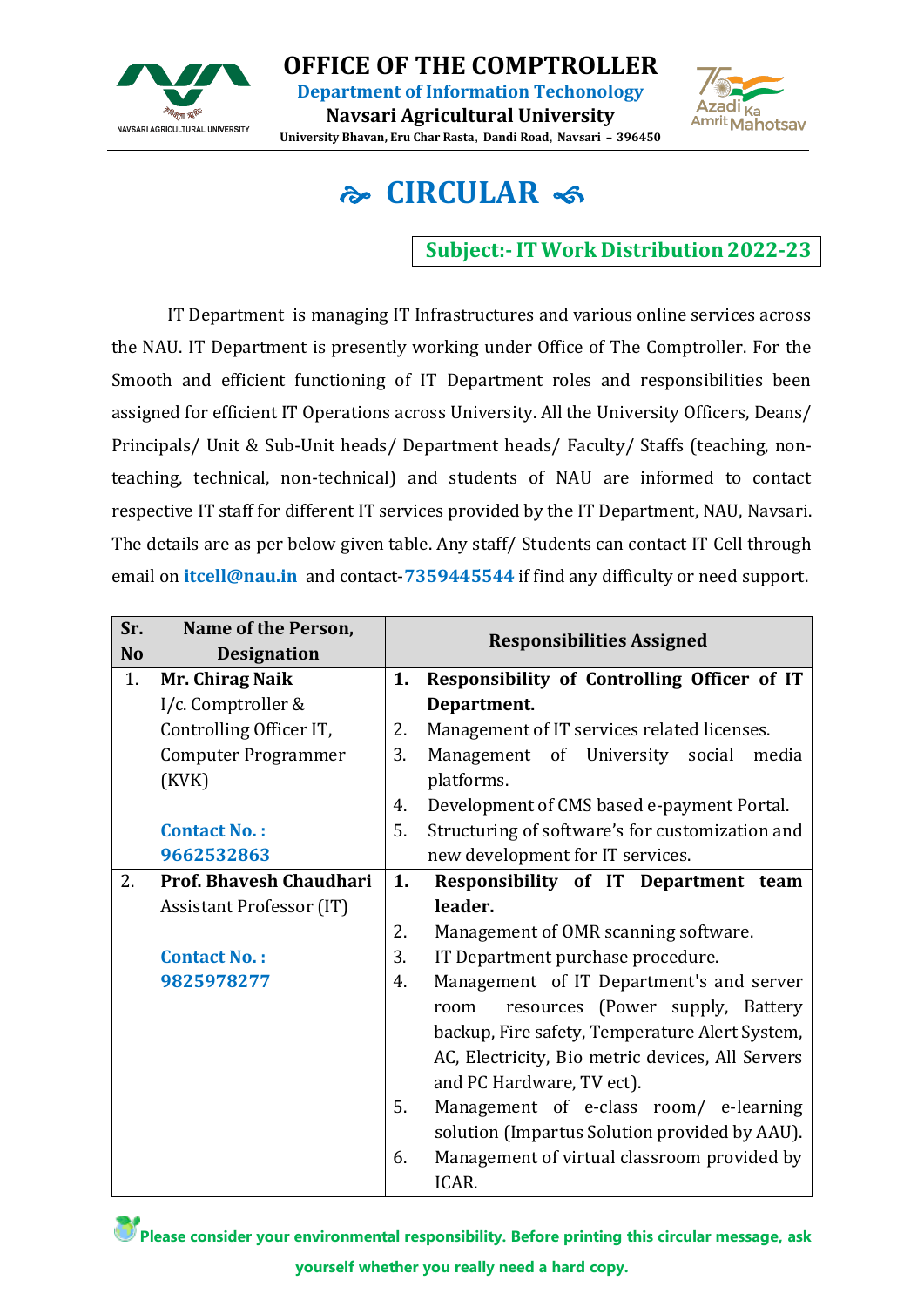# OFFICE OF THE COMPTROLLER

**Department of Information Techonology**

**Navsari Agricultural University**

University Bhavan, Eru Char Rasta, Dandi Road, Navsari – 396450

## CIRCULAR

**Subject:- IT Work Distribution 2022-23**

IT Department is managing IT Infrastructures and various online services across the NAU. IT Department is presently working under Office of The Comptroller. For the Smooth and efficient functioning of IT Department roles and responsibilities been assigned for efficient IT Operations across University. All the University Officers, Deans/ Principals/ Unit & Sub-Unit heads/ Department heads/ Faculty/ Staffs (teaching, non-teaching, technical, non-technical) and students of NAU are informed to contact respective IT staff for different IT services provided by the IT Department, NAU, Navsari. The details are as per below given table. Any staff/ Students can contact IT Cell through email on **itcell@nau.in** and contact-**7359445544** if find any difficulty or need support.

| Sr. No | Name of the Person, Designation | Responsibilities Assigned |
|---|---|---|
| 1. | **Mr. Chirag Naik**<br>I/c. Comptroller & Controlling Officer IT, Computer Programmer (KVK)<br><br>**Contact No. : 9662532863** | **1. Responsibility of Controlling Officer of IT Department.**<br>2. Management of IT services related licenses.<br>3. Management of University social media platforms.<br>4. Development of CMS based e-payment Portal.<br>5. Structuring of software's for customization and new development for IT services. |
| 2. | **Prof. Bhavesh Chaudhari**<br>Assistant Professor (IT)<br><br>**Contact No. : 9825978277** | **1. Responsibility of IT Department team leader.**<br>2. Management of OMR scanning software.<br>3. IT Department purchase procedure.<br>4. Management of IT Department's and server room resources (Power supply, Battery backup, Fire safety, Temperature Alert System, AC, Electricity, Bio metric devices, All Servers and PC Hardware, TV ect).<br>5. Management of e-class room/ e-learning solution (Impartus Solution provided by AAU).<br>6. Management of virtual classroom provided by ICAR. |

**Please consider your environmental responsibility. Before printing this circular message, ask yourself whether you really need a hard copy.**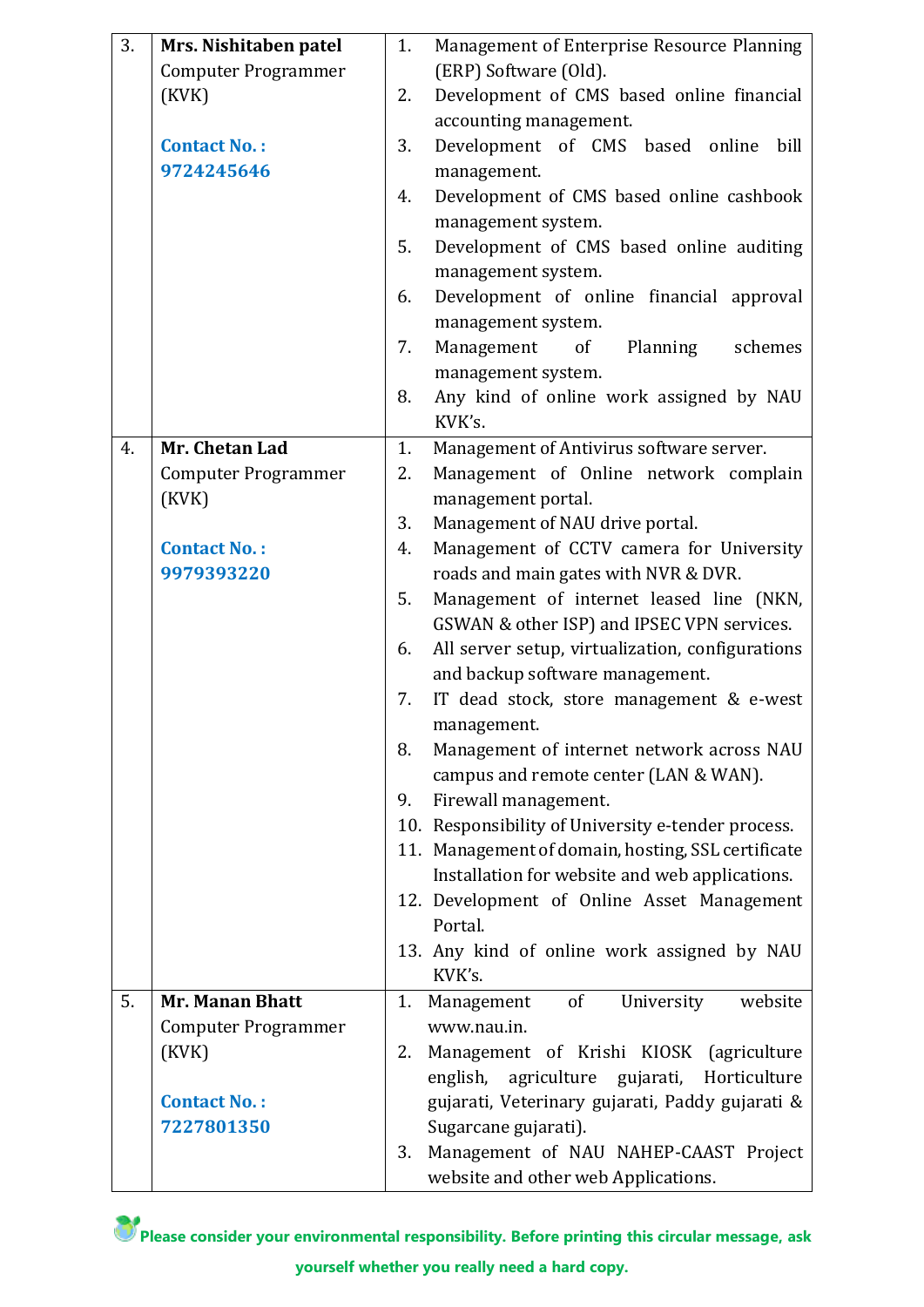| 3. | **Mrs. Nishitaben patel**<br>Computer Programmer (KVK)<br><br>**Contact No. : 9724245646** | 1. Management of Enterprise Resource Planning (ERP) Software (Old).<br>2. Development of CMS based online financial accounting management.<br>3. Development of CMS based online bill management.<br>4. Development of CMS based online cashbook management system.<br>5. Development of CMS based online auditing management system.<br>6. Development of online financial approval management system.<br>7. Management of Planning schemes management system.<br>8. Any kind of online work assigned by NAU KVK's. |
|---|---|---|
| 4. | **Mr. Chetan Lad**<br>Computer Programmer (KVK)<br><br>**Contact No. : 9979393220** | 1. Management of Antivirus software server.<br>2. Management of Online network complain management portal.<br>3. Management of NAU drive portal.<br>4. Management of CCTV camera for University roads and main gates with NVR & DVR.<br>5. Management of internet leased line (NKN, GSWAN & other ISP) and IPSEC VPN services.<br>6. All server setup, virtualization, configurations and backup software management.<br>7. IT dead stock, store management & e-west management.<br>8. Management of internet network across NAU campus and remote center (LAN & WAN).<br>9. Firewall management.<br>10. Responsibility of University e-tender process.<br>11. Management of domain, hosting, SSL certificate Installation for website and web applications.<br>12. Development of Online Asset Management Portal.<br>13. Any kind of online work assigned by NAU KVK's. |
| 5. | **Mr. Manan Bhatt**<br>Computer Programmer (KVK)<br><br>**Contact No. : 7227801350** | 1. Management of University website www.nau.in.<br>2. Management of Krishi KIOSK (agriculture english, agriculture gujarati, Horticulture gujarati, Veterinary gujarati, Paddy gujarati & Sugarcane gujarati).<br>3. Management of NAU NAHEP-CAAST Project website and other web Applications. |

**Please consider your environmental responsibility. Before printing this circular message, ask yourself whether you really need a hard copy.**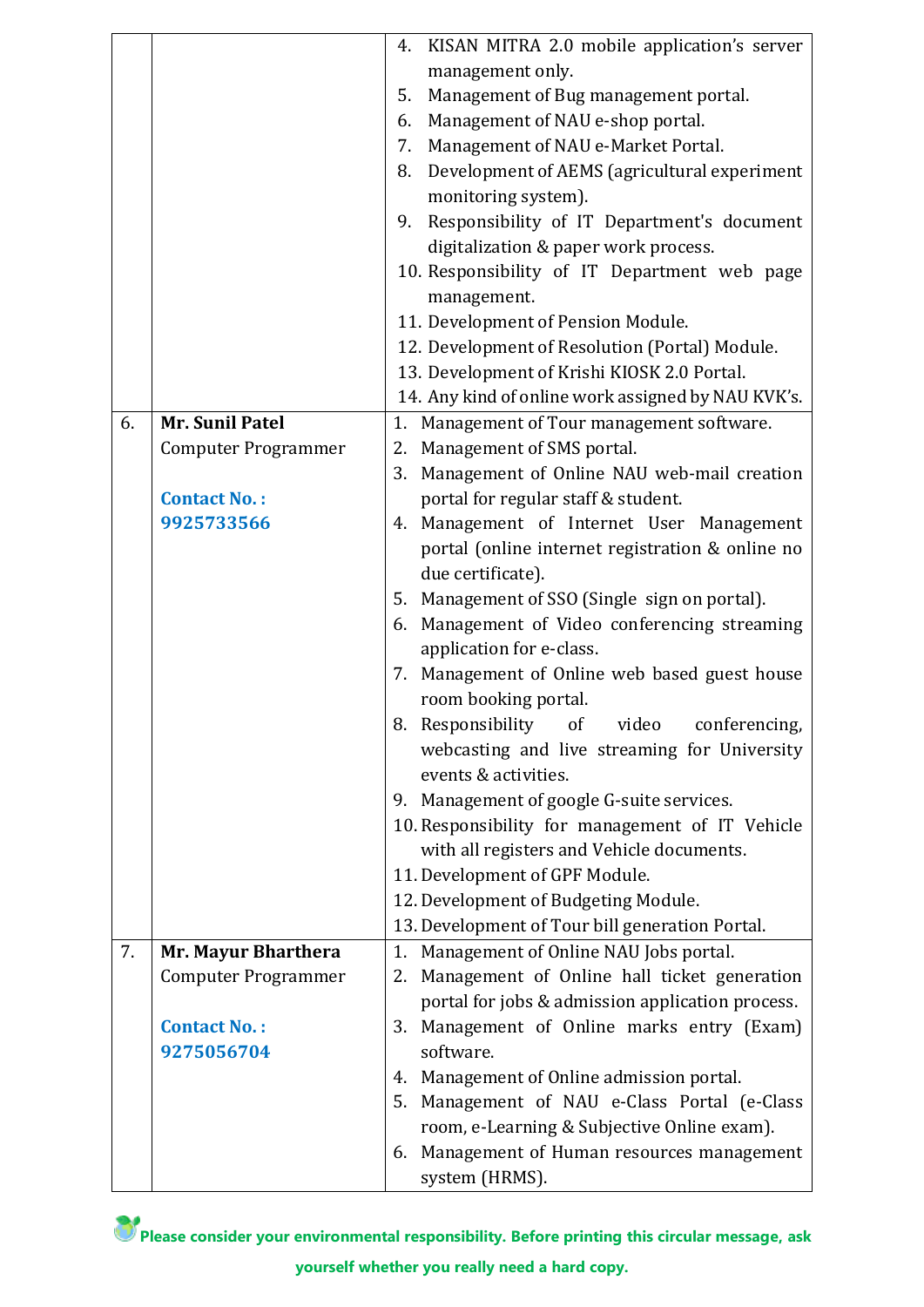|  |  |  |
|---|---|---|
|  |  | 4. KISAN MITRA 2.0 mobile application's server management only.<br>5. Management of Bug management portal.<br>6. Management of NAU e-shop portal.<br>7. Management of NAU e-Market Portal.<br>8. Development of AEMS (agricultural experiment monitoring system).<br>9. Responsibility of IT Department's document digitalization & paper work process.<br>10. Responsibility of IT Department web page management.<br>11. Development of Pension Module.<br>12. Development of Resolution (Portal) Module.<br>13. Development of Krishi KIOSK 2.0 Portal.<br>14. Any kind of online work assigned by NAU KVK's. |
| 6. | **Mr. Sunil Patel**<br>Computer Programmer<br><br>**Contact No. :**<br>**9925733566** | 1. Management of Tour management software.<br>2. Management of SMS portal.<br>3. Management of Online NAU web-mail creation portal for regular staff & student.<br>4. Management of Internet User Management portal (online internet registration & online no due certificate).<br>5. Management of SSO (Single sign on portal).<br>6. Management of Video conferencing streaming application for e-class.<br>7. Management of Online web based guest house room booking portal.<br>8. Responsibility of video conferencing, webcasting and live streaming for University events & activities.<br>9. Management of google G-suite services.<br>10. Responsibility for management of IT Vehicle with all registers and Vehicle documents.<br>11. Development of GPF Module.<br>12. Development of Budgeting Module.<br>13. Development of Tour bill generation Portal. |
| 7. | **Mr. Mayur Bharthera**<br>Computer Programmer<br><br>**Contact No. :**<br>**9275056704** | 1. Management of Online NAU Jobs portal.<br>2. Management of Online hall ticket generation portal for jobs & admission application process.<br>3. Management of Online marks entry (Exam) software.<br>4. Management of Online admission portal.<br>5. Management of NAU e-Class Portal (e-Class room, e-Learning & Subjective Online exam).<br>6. Management of Human resources management system (HRMS). |

**Please consider your environmental responsibility. Before printing this circular message, ask yourself whether you really need a hard copy.**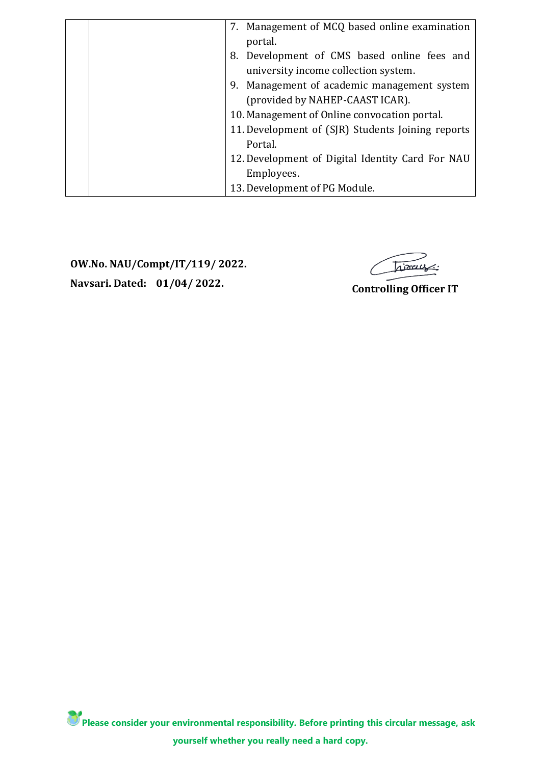| | | |
|---|---|---|
| | | 7. Management of MCQ based online examination portal.<br>8. Development of CMS based online fees and university income collection system.<br>9. Management of academic management system (provided by NAHEP-CAAST ICAR).<br>10. Management of Online convocation portal.<br>11. Development of (SJR) Students Joining reports Portal.<br>12. Development of Digital Identity Card For NAU Employees.<br>13. Development of PG Module. |

**OW.No. NAU/Compt/IT/119/ 2022.**

**Navsari. Dated: 01/04/ 2022.**

**Controlling Officer IT**

**Please consider your environmental responsibility. Before printing this circular message, ask yourself whether you really need a hard copy.**